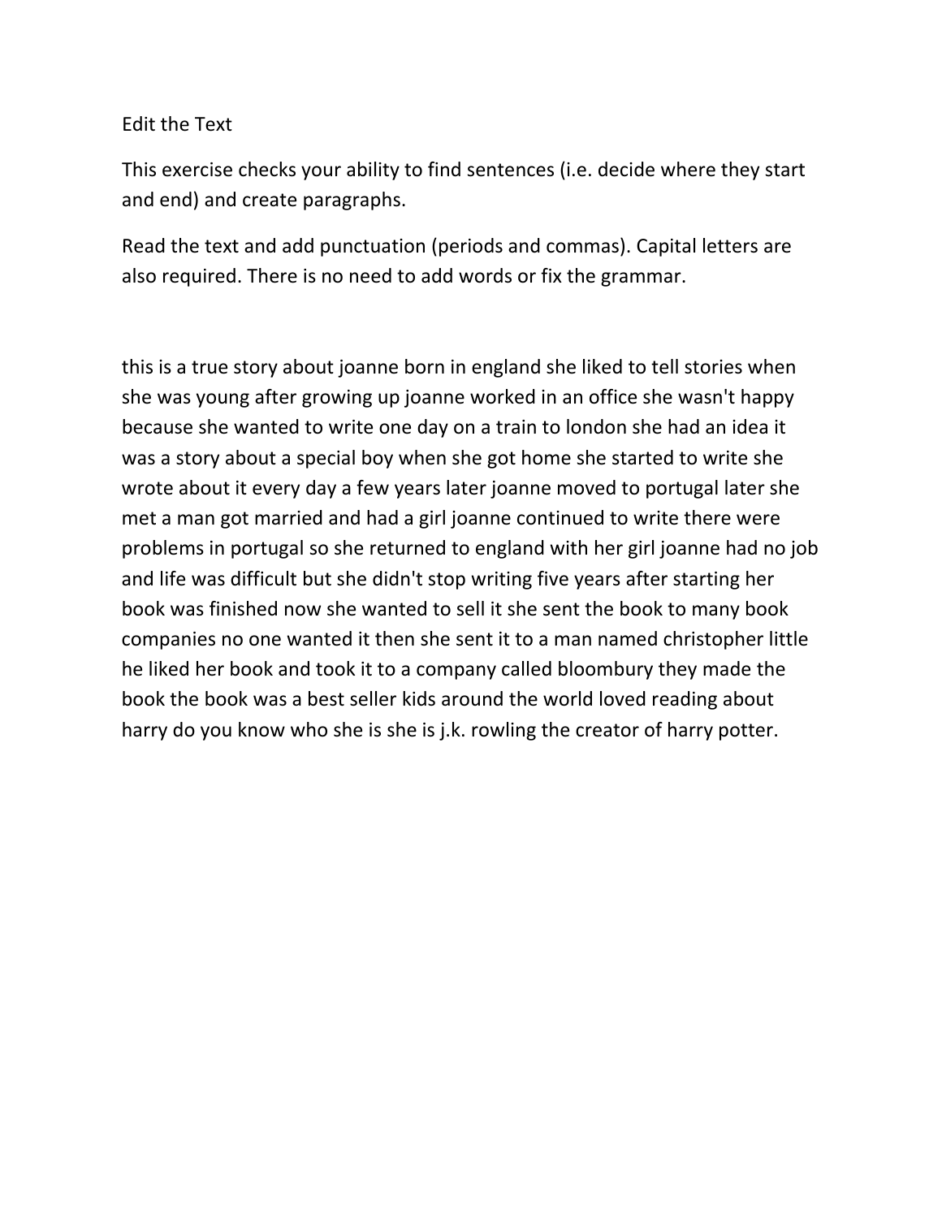Edit the Text

This exercise checks your ability to find sentences (i.e. decide where they start and end) and create paragraphs.

Read the text and add punctuation (periods and commas). Capital letters are also required. There is no need to add words or fix the grammar.

this is a true story about joanne born in england she liked to tell stories when she was young after growing up joanne worked in an office she wasn't happy because she wanted to write one day on a train to london she had an idea it was a story about a special boy when she got home she started to write she wrote about it every day a few years later joanne moved to portugal later she met a man got married and had a girl joanne continued to write there were problems in portugal so she returned to england with her girl joanne had no job and life was difficult but she didn't stop writing five years after starting her book was finished now she wanted to sell it she sent the book to many book companies no one wanted it then she sent it to a man named christopher little he liked her book and took it to a company called bloombury they made the book the book was a best seller kids around the world loved reading about harry do you know who she is she is j.k. rowling the creator of harry potter.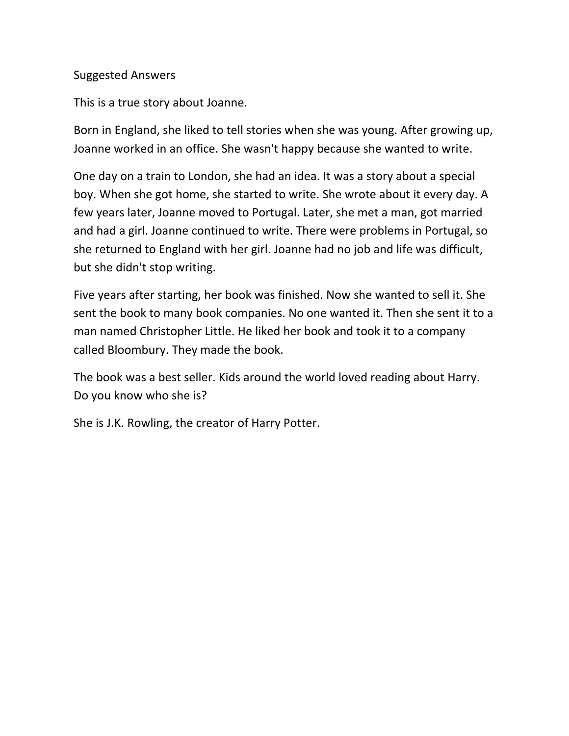Suggested Answers

This is a true story about Joanne.

Born in England, she liked to tell stories when she was young. After growing up, Joanne worked in an office. She wasn't happy because she wanted to write.

One day on a train to London, she had an idea. It was a story about a special boy. When she got home, she started to write. She wrote about it every day. A few years later, Joanne moved to Portugal. Later, she met a man, got married and had a girl. Joanne continued to write. There were problems in Portugal, so she returned to England with her girl. Joanne had no job and life was difficult, but she didn't stop writing.

Five years after starting, her book was finished. Now she wanted to sell it. She sent the book to many book companies. No one wanted it. Then she sent it to a man named Christopher Little. He liked her book and took it to a company called Bloombury. They made the book.

The book was a best seller. Kids around the world loved reading about Harry. Do you know who she is?

She is J.K. Rowling, the creator of Harry Potter.